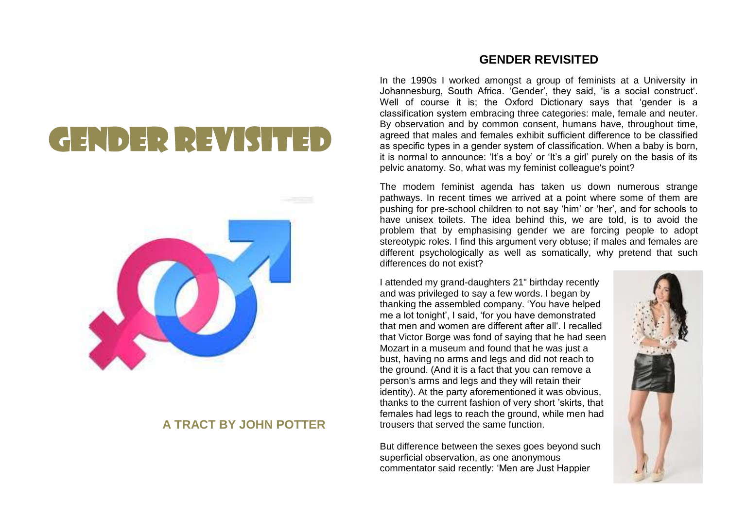# GENDER REVISITED

**A TRACT BY JOHN POTTER**

## GENDER REVISITED

In the 1990s I worked amongst a group of feminists at a University in Johannesburg, South Africa. 'Gender', they said, 'is a social construct'. Well of course it is; the Oxford Dictionary says that 'gender is a classification system embracing three categories: male, female and neuter. By observation and by common consent, humans have, throughout time, agreed that males and females exhibit sufficient difference to be classified as specific types in a gender system of classification. When a baby is born, it is normal to announce: 'It's a boy' or 'It's a girl' purely on the basis of its pelvic anatomy. So, what was my feminist colleague's point?

The modem feminist agenda has taken us down numerous strange pathways. In recent times we arrived at a point where some of them are pushing for pre-school children to not say 'him' or 'her', and for schools to have unisex toilets. The idea behind this, we are told, is to avoid the problem that by emphasising gender we are forcing people to adopt stereotypic roles. I find this argument very obtuse; if males and females are different psychologically as well as somatically, why pretend that such differences do not exist?

I attended my grand-daughters 21" birthday recently and was privileged to say a few words. I began by thanking the assembled company. 'You have helped me a lot tonight', I said, 'for you have demonstrated that men and women are different after all'. I recalled that Victor Borge was fond of saying that he had seen Mozart in a museum and found that he was just a bust, having no arms and legs and did not reach to the ground. (And it is a fact that you can remove a person's arms and legs and they will retain their identity). At the party aforementioned it was obvious, thanks to the current fashion of very short 'skirts, that females had legs to reach the ground, while men had trousers that served the same function.

But difference between the sexes goes beyond such superficial observation, as one anonymous commentator said recently: 'Men are Just Happier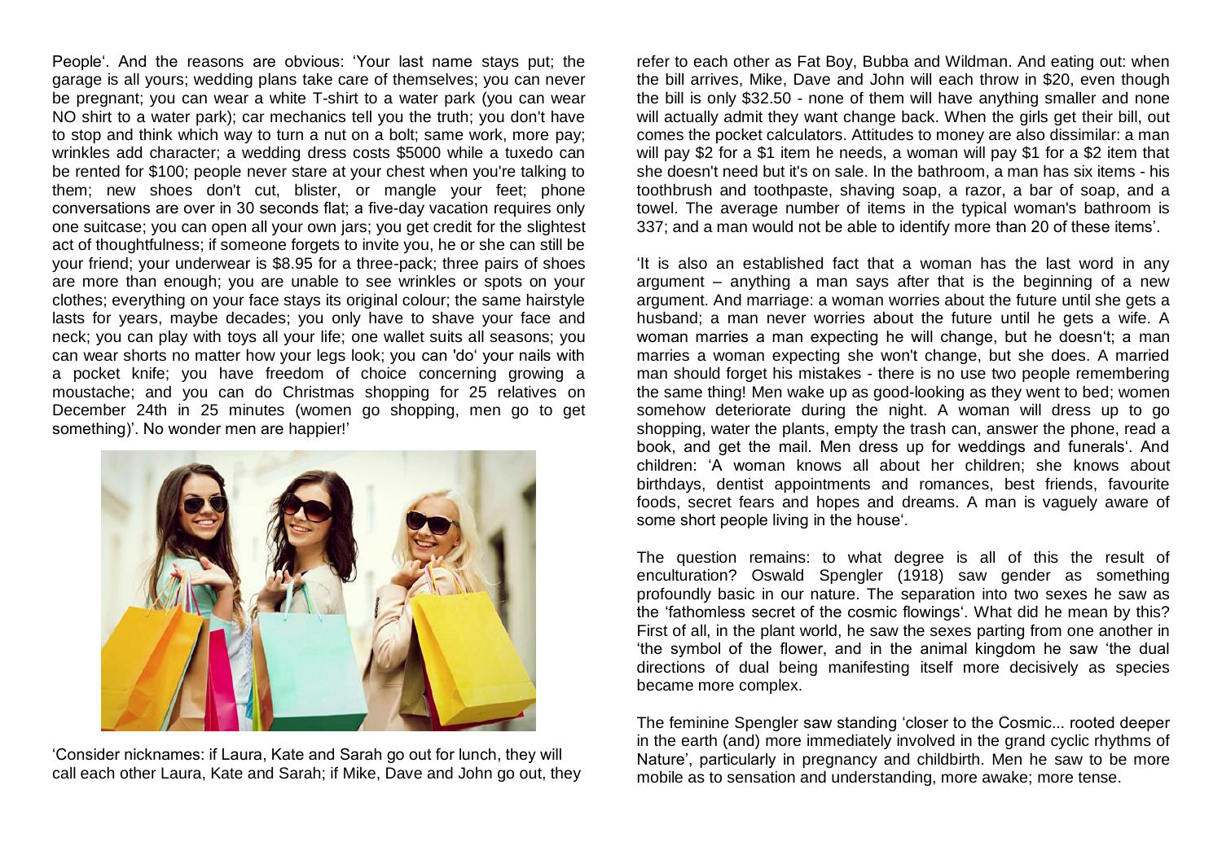People'. And the reasons are obvious: 'Your last name stays put; the garage is all yours; wedding plans take care of themselves; you can never be pregnant; you can wear a white T-shirt to a water park (you can wear NO shirt to a water park); car mechanics tell you the truth; you don't have to stop and think which way to turn a nut on a bolt; same work, more pay; wrinkles add character; a wedding dress costs $5000 while a tuxedo can be rented for $100; people never stare at your chest when you're talking to them; new shoes don't cut, blister, or mangle your feet; phone conversations are over in 30 seconds flat; a five-day vacation requires only one suitcase; you can open all your own jars; you get credit for the slightest act of thoughtfulness; if someone forgets to invite you, he or she can still be your friend; your underwear is $8.95 for a three-pack; three pairs of shoes are more than enough; you are unable to see wrinkles or spots on your clothes; everything on your face stays its original colour; the same hairstyle lasts for years, maybe decades; you only have to shave your face and neck; you can play with toys all your life; one wallet suits all seasons; you can wear shorts no matter how your legs look; you can 'do' your nails with a pocket knife; you have freedom of choice concerning growing a moustache; and you can do Christmas shopping for 25 relatives on December 24th in 25 minutes (women go shopping, men go to get something)'. No wonder men are happier!'

'Consider nicknames: if Laura, Kate and Sarah go out for lunch, they will call each other Laura, Kate and Sarah; if Mike, Dave and John go out, they refer to each other as Fat Boy, Bubba and Wildman. And eating out: when the bill arrives, Mike, Dave and John will each throw in $20, even though the bill is only $32.50 - none of them will have anything smaller and none will actually admit they want change back. When the girls get their bill, out comes the pocket calculators. Attitudes to money are also dissimilar: a man will pay $2 for a $1 item he needs, a woman will pay $1 for a $2 item that she doesn't need but it's on sale. In the bathroom, a man has six items - his toothbrush and toothpaste, shaving soap, a razor, a bar of soap, and a towel. The average number of items in the typical woman's bathroom is 337; and a man would not be able to identify more than 20 of these items'.

'It is also an established fact that a woman has the last word in any argument – anything a man says after that is the beginning of a new argument. And marriage: a woman worries about the future until she gets a husband; a man never worries about the future until he gets a wife. A woman marries a man expecting he will change, but he doesn't; a man marries a woman expecting she won't change, but she does. A married man should forget his mistakes - there is no use two people remembering the same thing! Men wake up as good-looking as they went to bed; women somehow deteriorate during the night. A woman will dress up to go shopping, water the plants, empty the trash can, answer the phone, read a book, and get the mail. Men dress up for weddings and funerals'. And children: 'A woman knows all about her children; she knows about birthdays, dentist appointments and romances, best friends, favourite foods, secret fears and hopes and dreams. A man is vaguely aware of some short people living in the house'.

The question remains: to what degree is all of this the result of enculturation? Oswald Spengler (1918) saw gender as something profoundly basic in our nature. The separation into two sexes he saw as the 'fathomless secret of the cosmic flowings'. What did he mean by this? First of all, in the plant world, he saw the sexes parting from one another in 'the symbol of the flower, and in the animal kingdom he saw 'the dual directions of dual being manifesting itself more decisively as species became more complex.

The feminine Spengler saw standing 'closer to the Cosmic... rooted deeper in the earth (and) more immediately involved in the grand cyclic rhythms of Nature', particularly in pregnancy and childbirth. Men he saw to be more mobile as to sensation and understanding, more awake; more tense.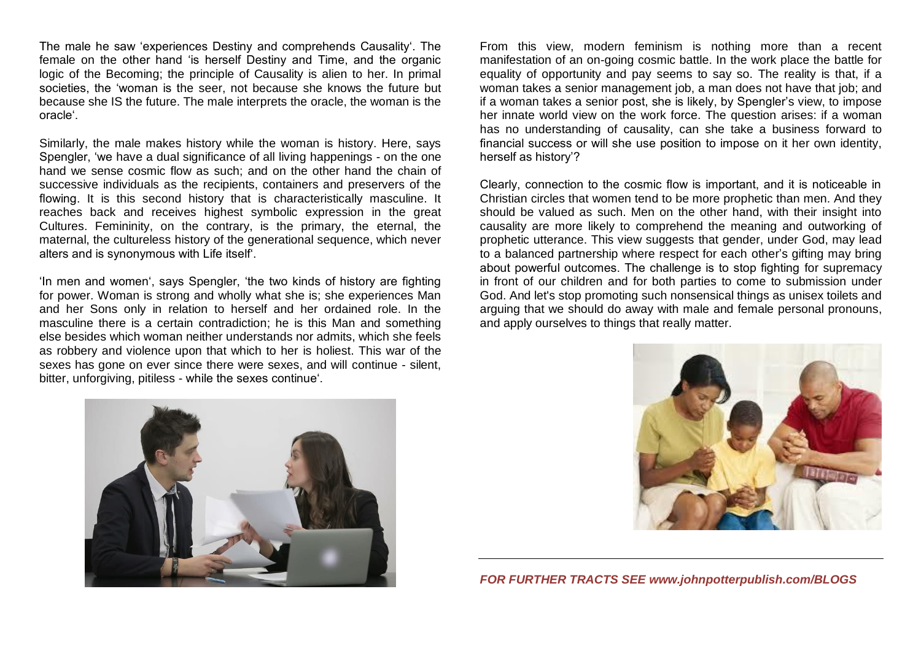The male he saw 'experiences Destiny and comprehends Causality'. The female on the other hand 'is herself Destiny and Time, and the organic logic of the Becoming; the principle of Causality is alien to her. In primal societies, the 'woman is the seer, not because she knows the future but because she IS the future. The male interprets the oracle, the woman is the oracle'.

Similarly, the male makes history while the woman is history. Here, says Spengler, 'we have a dual significance of all living happenings - on the one hand we sense cosmic flow as such; and on the other hand the chain of successive individuals as the recipients, containers and preservers of the flowing. It is this second history that is characteristically masculine. It reaches back and receives highest symbolic expression in the great Cultures. Femininity, on the contrary, is the primary, the eternal, the maternal, the cultureless history of the generational sequence, which never alters and is synonymous with Life itself'.

'In men and women', says Spengler, 'the two kinds of history are fighting for power. Woman is strong and wholly what she is; she experiences Man and her Sons only in relation to herself and her ordained role. In the masculine there is a certain contradiction; he is this Man and something else besides which woman neither understands nor admits, which she feels as robbery and violence upon that which to her is holiest. This war of the sexes has gone on ever since there were sexes, and will continue - silent, bitter, unforgiving, pitiless - while the sexes continue'.

From this view, modern feminism is nothing more than a recent manifestation of an on-going cosmic battle. In the work place the battle for equality of opportunity and pay seems to say so. The reality is that, if a woman takes a senior management job, a man does not have that job; and if a woman takes a senior post, she is likely, by Spengler's view, to impose her innate world view on the work force. The question arises: if a woman has no understanding of causality, can she take a business forward to financial success or will she use position to impose on it her own identity, herself as history'?

Clearly, connection to the cosmic flow is important, and it is noticeable in Christian circles that women tend to be more prophetic than men. And they should be valued as such. Men on the other hand, with their insight into causality are more likely to comprehend the meaning and outworking of prophetic utterance. This view suggests that gender, under God, may lead to a balanced partnership where respect for each other's gifting may bring about powerful outcomes. The challenge is to stop fighting for supremacy in front of our children and for both parties to come to submission under God. And let's stop promoting such nonsensical things as unisex toilets and arguing that we should do away with male and female personal pronouns, and apply ourselves to things that really matter.

***FOR FURTHER TRACTS SEE www.johnpotterpublish.com/BLOGS***